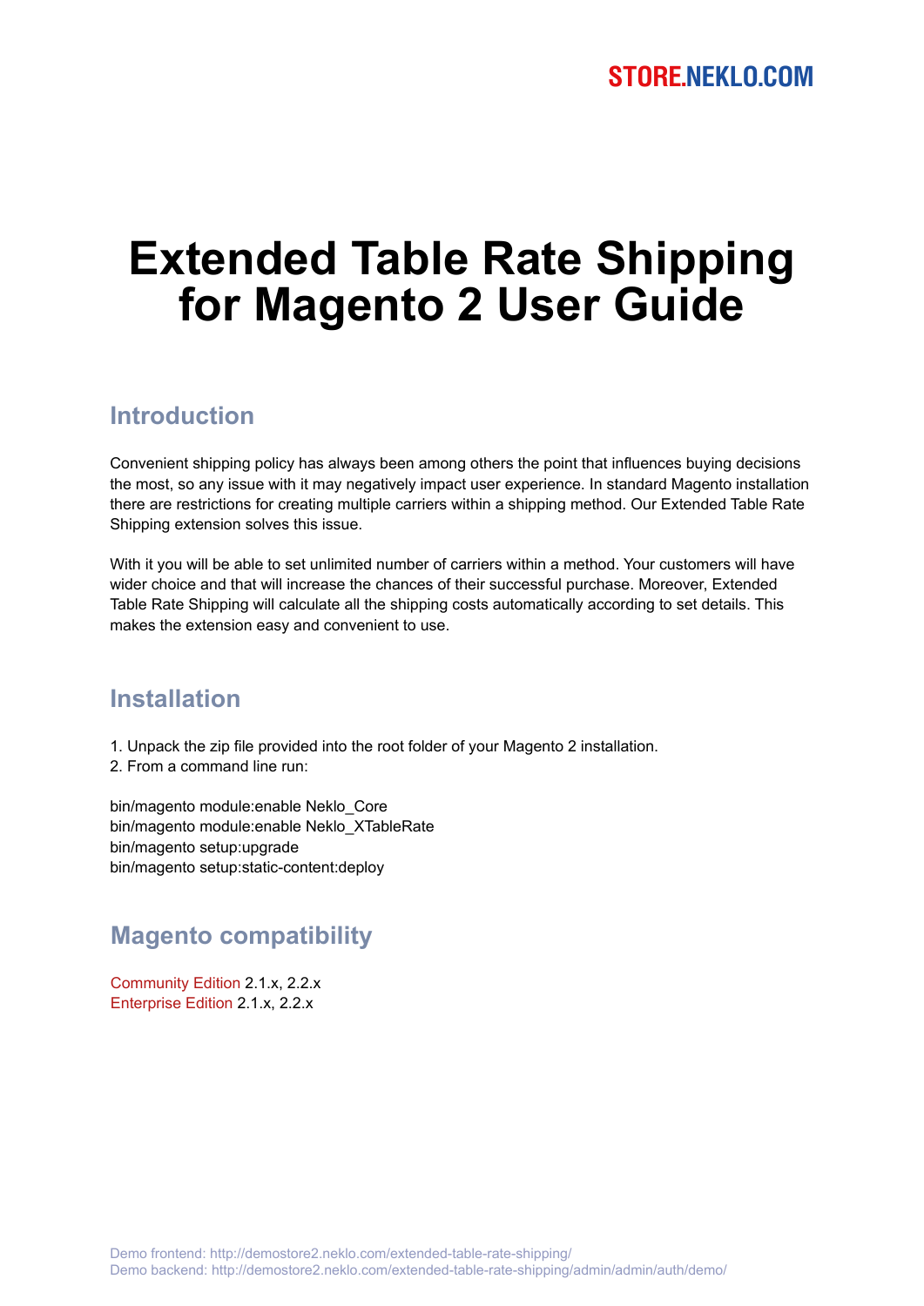STORE.NEKLO.COM

# Extended Table Rate Shipping for Magento 2 User Guide

## Introduction

Convenient shipping policy has always been among others the point that influences buying decisions the most, so any issue with it may negatively impact user experience. In standard Magento installation there are restrictions for creating multiple carriers within a shipping method. Our Extended Table Rate Shipping extension solves this issue.

With it you will be able to set unlimited number of carriers within a method. Your customers will have wider choice and that will increase the chances of their successful purchase. Moreover, Extended Table Rate Shipping will calculate all the shipping costs automatically according to set details. This makes the extension easy and convenient to use.

## Installation

1. Unpack the zip file provided into the root folder of your Magento 2 installation.
2. From a command line run:

```
bin/magento module:enable Neklo_Core
bin/magento module:enable Neklo_XTableRate
bin/magento setup:upgrade
bin/magento setup:static-content:deploy
```

## Magento compatibility

Community Edition 2.1.x, 2.2.x
Enterprise Edition 2.1.x, 2.2.x

Demo frontend: http://demostore2.neklo.com/extended-table-rate-shipping/
Demo backend: http://demostore2.neklo.com/extended-table-rate-shipping/admin/admin/auth/demo/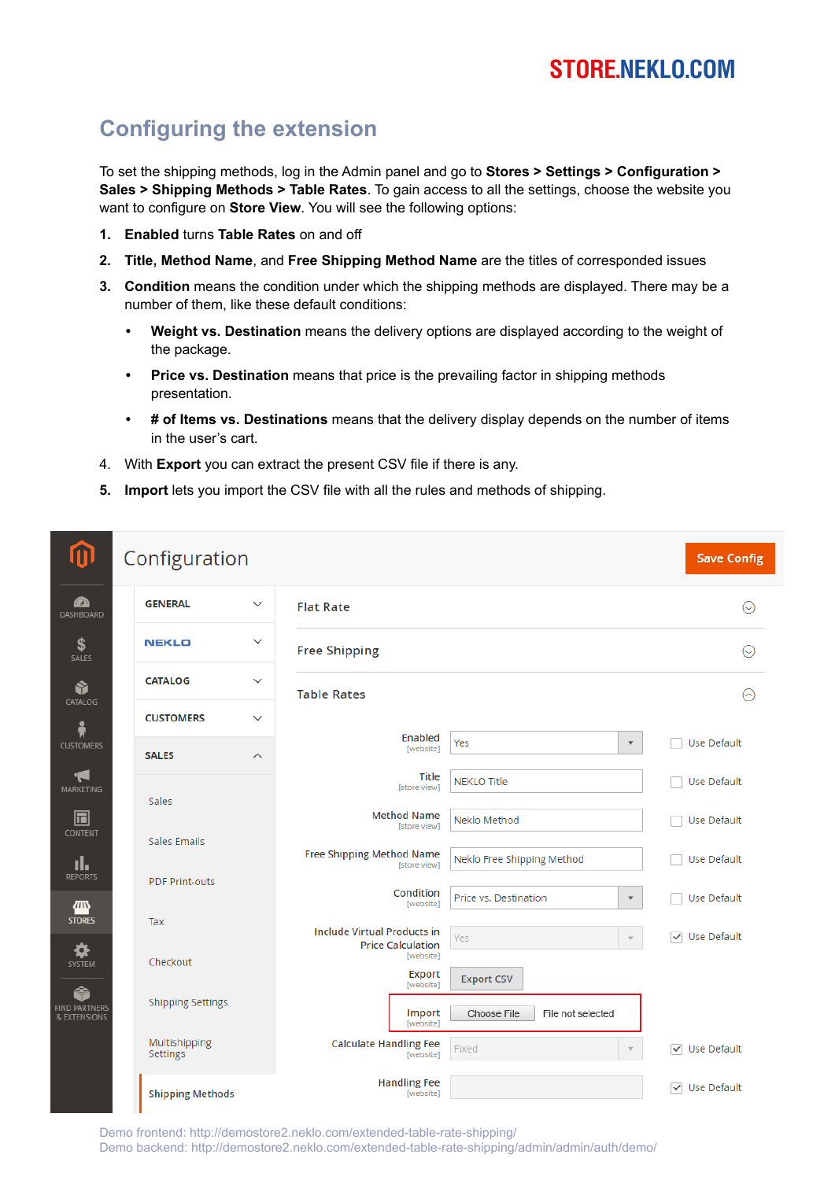## Configuring the extension

To set the shipping methods, log in the Admin panel and go to **Stores > Settings > Configuration > Sales > Shipping Methods > Table Rates**. To gain access to all the settings, choose the website you want to configure on **Store View**. You will see the following options:

1. **Enabled** turns **Table Rates** on and off
2. **Title, Method Name**, and **Free Shipping Method Name** are the titles of corresponded issues
3. **Condition** means the condition under which the shipping methods are displayed. There may be a number of them, like these default conditions:
   - **Weight vs. Destination** means the delivery options are displayed according to the weight of the package.
   - **Price vs. Destination** means that price is the prevailing factor in shipping methods presentation.
   - **# of Items vs. Destinations** means that the delivery display depends on the number of items in the user's cart.
4. With **Export** you can extract the present CSV file if there is any.
5. **Import** lets you import the CSV file with all the rules and methods of shipping.

Demo frontend: http://demostore2.neklo.com/extended-table-rate-shipping/
Demo backend: http://demostore2.neklo.com/extended-table-rate-shipping/admin/admin/auth/demo/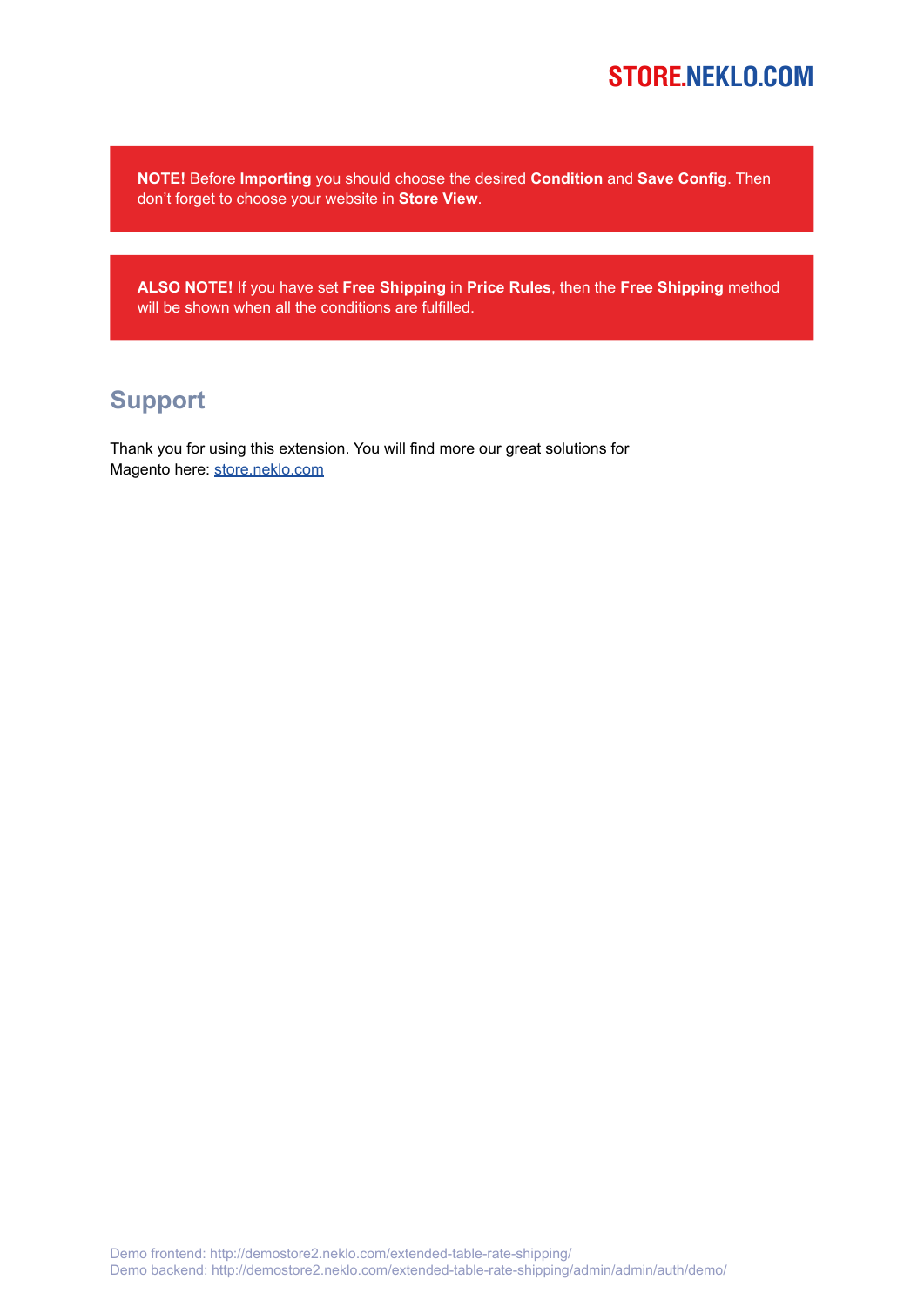**NOTE!** Before **Importing** you should choose the desired **Condition** and **Save Config**. Then don't forget to choose your website in **Store View**.

**ALSO NOTE!** If you have set **Free Shipping** in **Price Rules**, then the **Free Shipping** method will be shown when all the conditions are fulfilled.

## Support

Thank you for using this extension. You will find more our great solutions for Magento here: [store.neklo.com](http://store.neklo.com)

Demo frontend: http://demostore2.neklo.com/extended-table-rate-shipping/
Demo backend: http://demostore2.neklo.com/extended-table-rate-shipping/admin/admin/auth/demo/